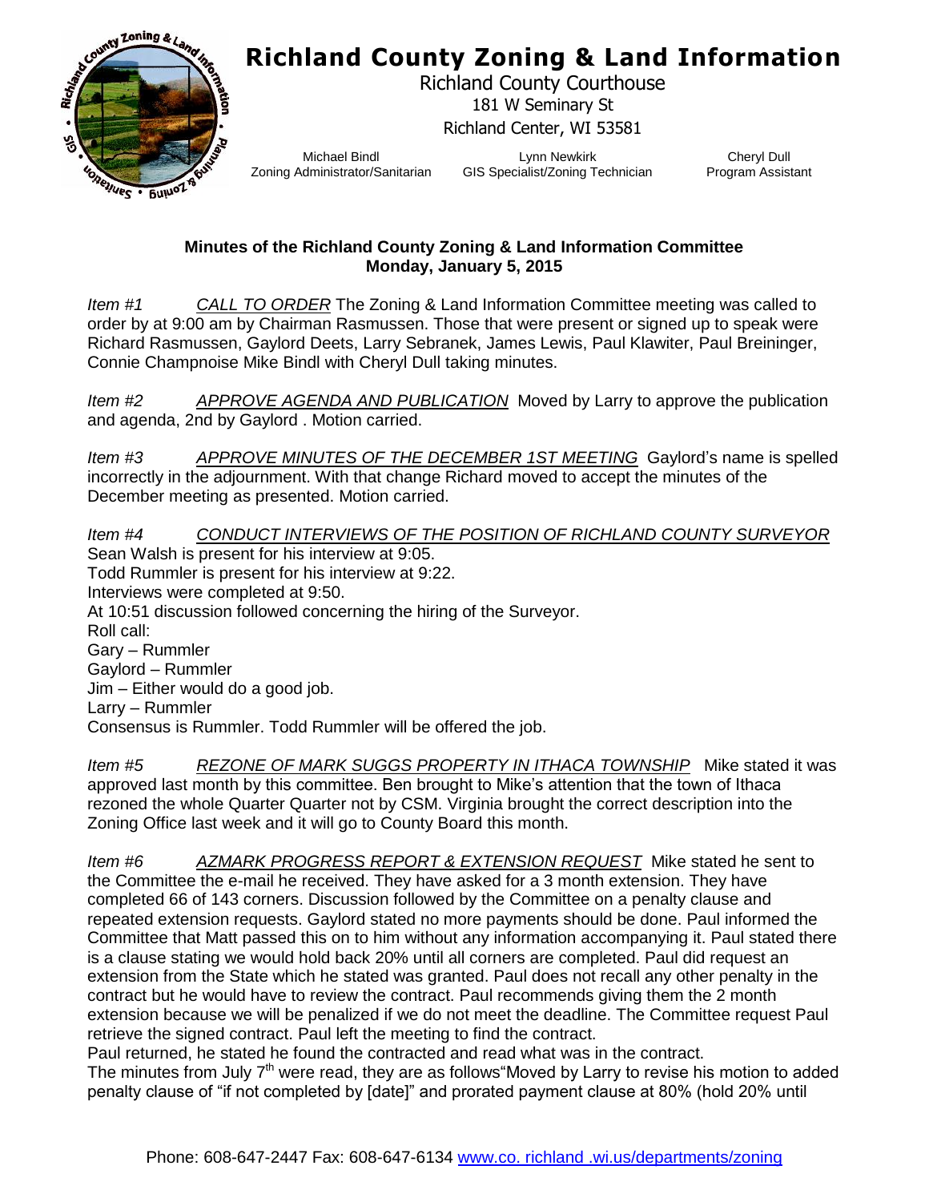# Richland County Zoning & Land Information

Richland County Courthouse
181 W Seminary St
Richland Center, WI 53581

Michael Bindl
Zoning Administrator/Sanitarian

Lynn Newkirk
GIS Specialist/Zoning Technician

Cheryl Dull
Program Assistant

**Minutes of the Richland County Zoning & Land Information Committee**
**Monday, January 5, 2015**

*Item #1* *CALL TO ORDER* The Zoning & Land Information Committee meeting was called to order by at 9:00 am by Chairman Rasmussen. Those that were present or signed up to speak were Richard Rasmussen, Gaylord Deets, Larry Sebranek, James Lewis, Paul Klawiter, Paul Breininger, Connie Champnoise Mike Bindl with Cheryl Dull taking minutes.

*Item #2* *APPROVE AGENDA AND PUBLICATION* Moved by Larry to approve the publication and agenda, 2nd by Gaylord . Motion carried.

*Item #3* *APPROVE MINUTES OF THE DECEMBER 1ST MEETING* Gaylord's name is spelled incorrectly in the adjournment. With that change Richard moved to accept the minutes of the December meeting as presented. Motion carried.

*Item #4* *CONDUCT INTERVIEWS OF THE POSITION OF RICHLAND COUNTY SURVEYOR*
Sean Walsh is present for his interview at 9:05.
Todd Rummler is present for his interview at 9:22.
Interviews were completed at 9:50.
At 10:51 discussion followed concerning the hiring of the Surveyor.
Roll call:
Gary – Rummler
Gaylord – Rummler
Jim – Either would do a good job.
Larry – Rummler
Consensus is Rummler. Todd Rummler will be offered the job.

*Item #5* *REZONE OF MARK SUGGS PROPERTY IN ITHACA TOWNSHIP* Mike stated it was approved last month by this committee. Ben brought to Mike's attention that the town of Ithaca rezoned the whole Quarter Quarter not by CSM. Virginia brought the correct description into the Zoning Office last week and it will go to County Board this month.

*Item #6* *AZMARK PROGRESS REPORT & EXTENSION REQUEST* Mike stated he sent to the Committee the e-mail he received. They have asked for a 3 month extension. They have completed 66 of 143 corners. Discussion followed by the Committee on a penalty clause and repeated extension requests. Gaylord stated no more payments should be done. Paul informed the Committee that Matt passed this on to him without any information accompanying it. Paul stated there is a clause stating we would hold back 20% until all corners are completed. Paul did request an extension from the State which he stated was granted. Paul does not recall any other penalty in the contract but he would have to review the contract. Paul recommends giving them the 2 month extension because we will be penalized if we do not meet the deadline. The Committee request Paul retrieve the signed contract. Paul left the meeting to find the contract.
Paul returned, he stated he found the contracted and read what was in the contract.
The minutes from July 7th were read, they are as follows"Moved by Larry to revise his motion to added penalty clause of "if not completed by [date]" and prorated payment clause at 80% (hold 20% until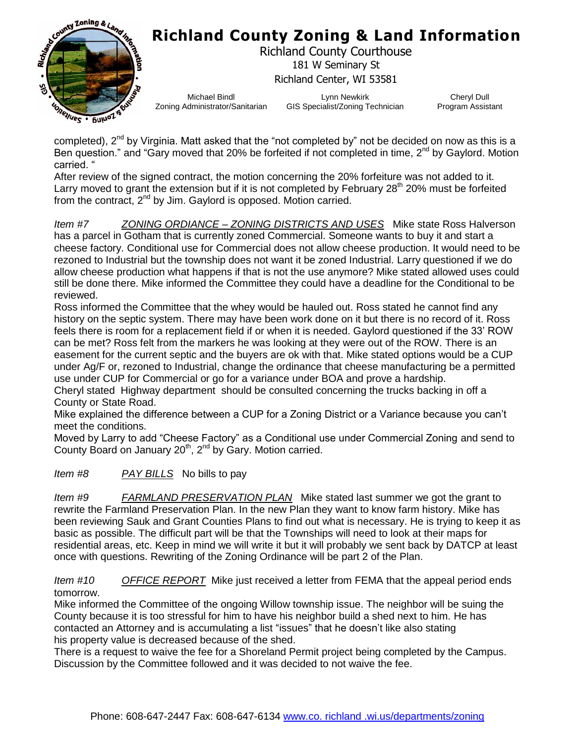completed), 2nd by Virginia. Matt asked that the "not completed by" not be decided on now as this is a Ben question." and "Gary moved that 20% be forfeited if not completed in time, 2nd by Gaylord. Motion carried. "

After review of the signed contract, the motion concerning the 20% forfeiture was not added to it. Larry moved to grant the extension but if it is not completed by February 28th 20% must be forfeited from the contract, 2nd by Jim. Gaylord is opposed. Motion carried.

*Item #7* <u>*ZONING ORDIANCE – ZONING DISTRICTS AND USES*</u> Mike state Ross Halverson has a parcel in Gotham that is currently zoned Commercial. Someone wants to buy it and start a cheese factory. Conditional use for Commercial does not allow cheese production. It would need to be rezoned to Industrial but the township does not want it be zoned Industrial. Larry questioned if we do allow cheese production what happens if that is not the use anymore? Mike stated allowed uses could still be done there. Mike informed the Committee they could have a deadline for the Conditional to be reviewed.

Ross informed the Committee that the whey would be hauled out. Ross stated he cannot find any history on the septic system. There may have been work done on it but there is no record of it. Ross feels there is room for a replacement field if or when it is needed. Gaylord questioned if the 33' ROW can be met? Ross felt from the markers he was looking at they were out of the ROW. There is an easement for the current septic and the buyers are ok with that. Mike stated options would be a CUP under Ag/F or, rezoned to Industrial, change the ordinance that cheese manufacturing be a permitted use under CUP for Commercial or go for a variance under BOA and prove a hardship.

Cheryl stated Highway department should be consulted concerning the trucks backing in off a County or State Road.

Mike explained the difference between a CUP for a Zoning District or a Variance because you can't meet the conditions.

Moved by Larry to add "Cheese Factory" as a Conditional use under Commercial Zoning and send to County Board on January 20th, 2nd by Gary. Motion carried.

*Item #8* <u>*PAY BILLS*</u> No bills to pay

*Item #9* <u>*FARMLAND PRESERVATION PLAN*</u> Mike stated last summer we got the grant to rewrite the Farmland Preservation Plan. In the new Plan they want to know farm history. Mike has been reviewing Sauk and Grant Counties Plans to find out what is necessary. He is trying to keep it as basic as possible. The difficult part will be that the Townships will need to look at their maps for residential areas, etc. Keep in mind we will write it but it will probably we sent back by DATCP at least once with questions. Rewriting of the Zoning Ordinance will be part 2 of the Plan.

*Item #10* <u>*OFFICE REPORT*</u> Mike just received a letter from FEMA that the appeal period ends tomorrow.

Mike informed the Committee of the ongoing Willow township issue. The neighbor will be suing the County because it is too stressful for him to have his neighbor build a shed next to him. He has contacted an Attorney and is accumulating a list "issues" that he doesn't like also stating his property value is decreased because of the shed.

There is a request to waive the fee for a Shoreland Permit project being completed by the Campus. Discussion by the Committee followed and it was decided to not waive the fee.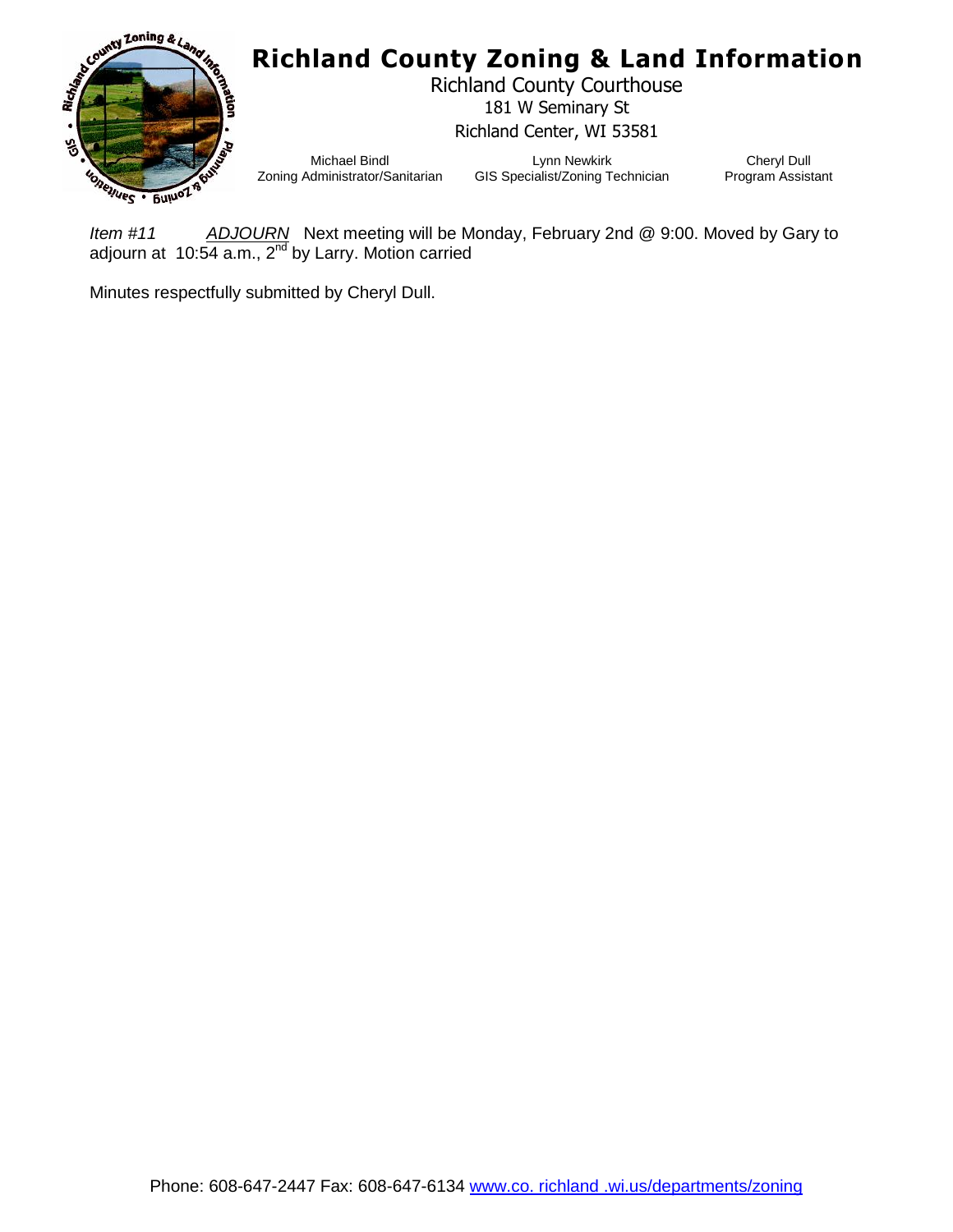# Richland County Zoning & Land Information

Richland County Courthouse
181 W Seminary St
Richland Center, WI 53581

| | | |
|---|---|---|
| Michael Bindl<br>Zoning Administrator/Sanitarian | Lynn Newkirk<br>GIS Specialist/Zoning Technician | Cheryl Dull<br>Program Assistant |

*Item #11* *ADJOURN* Next meeting will be Monday, February 2nd @ 9:00. Moved by Gary to adjourn at 10:54 a.m., 2nd by Larry. Motion carried

Minutes respectfully submitted by Cheryl Dull.

Phone: 608-647-2447 Fax: 608-647-6134 www.co. richland .wi.us/departments/zoning